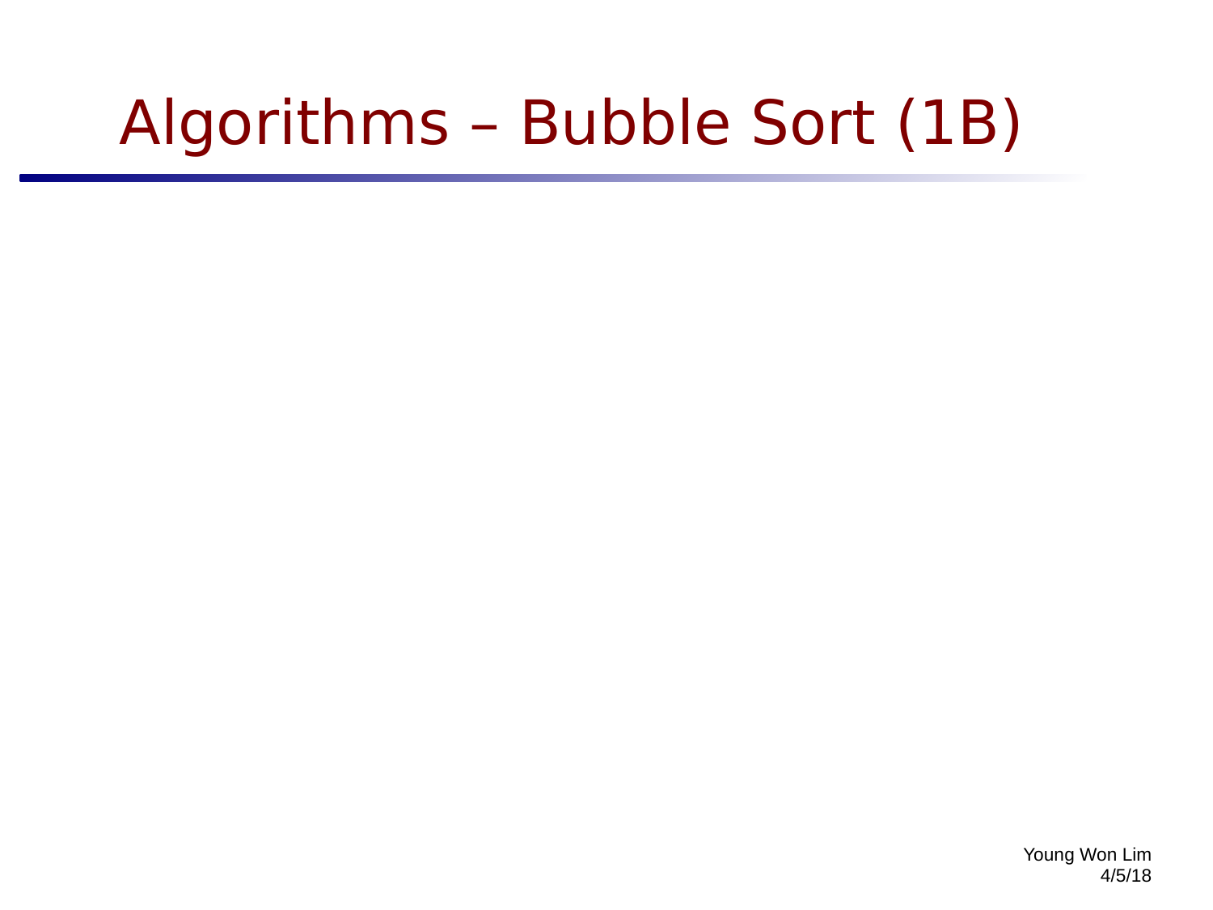# Algorithms – Bubble Sort (1B)

Young Won Lim
4/5/18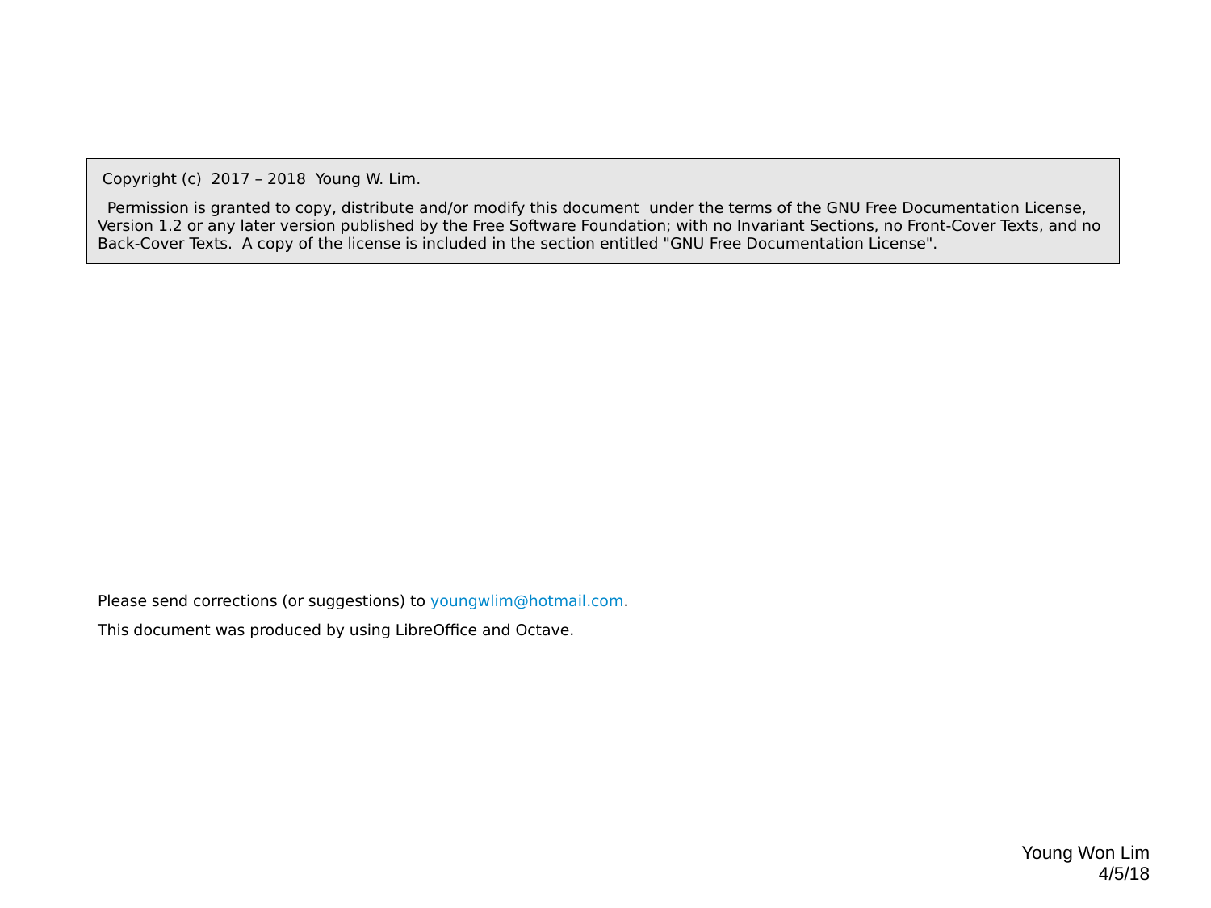Copyright (c) 2017 – 2018 Young W. Lim.

Permission is granted to copy, distribute and/or modify this document under the terms of the GNU Free Documentation License, Version 1.2 or any later version published by the Free Software Foundation; with no Invariant Sections, no Front-Cover Texts, and no Back-Cover Texts. A copy of the license is included in the section entitled "GNU Free Documentation License".

Please send corrections (or suggestions) to youngwlim@hotmail.com.

This document was produced by using LibreOffice and Octave.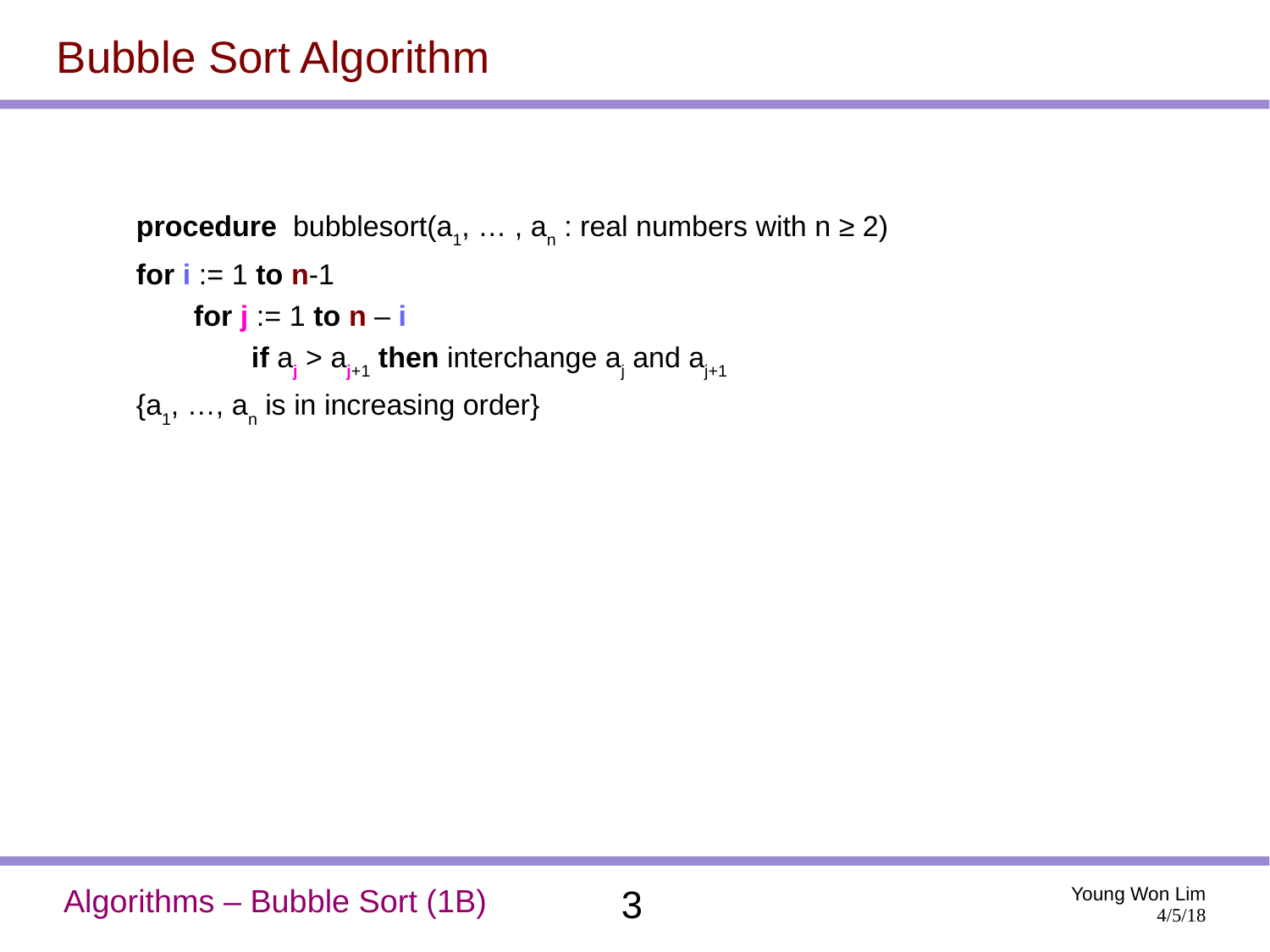# Bubble Sort Algorithm

**procedure** bubblesort($a_1$, … , $a_n$ : real numbers with $n \geq 2$)

**for** $i$ := 1 **to** $n$-1

  **for** $j$ := 1 **to** $n - i$

    **if** $a_j > a_{j+1}$ **then** interchange $a_j$ and $a_{j+1}$

{$a_1$, …, $a_n$ is in increasing order}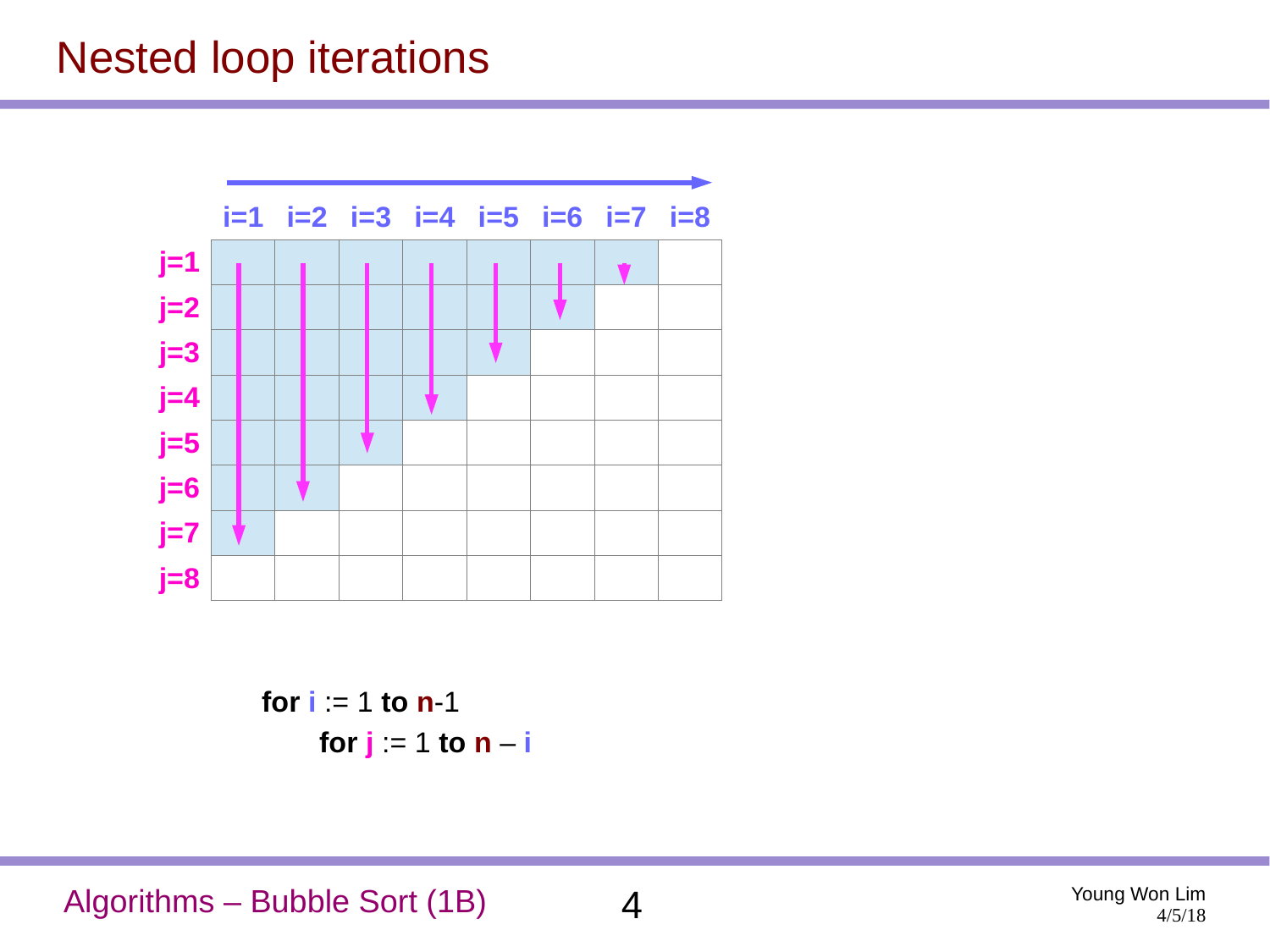# Nested loop iterations

| | i=1 | i=2 | i=3 | i=4 | i=5 | i=6 | i=7 | i=8 |
|---|---|---|---|---|---|---|---|---|
| j=1 | | | | | | | | |
| j=2 | | | | | | | | |
| j=3 | | | | | | | | |
| j=4 | | | | | | | | |
| j=5 | | | | | | | | |
| j=6 | | | | | | | | |
| j=7 | | | | | | | | |
| j=8 | | | | | | | | |

```
for i := 1 to n-1
    for j := 1 to n – i
```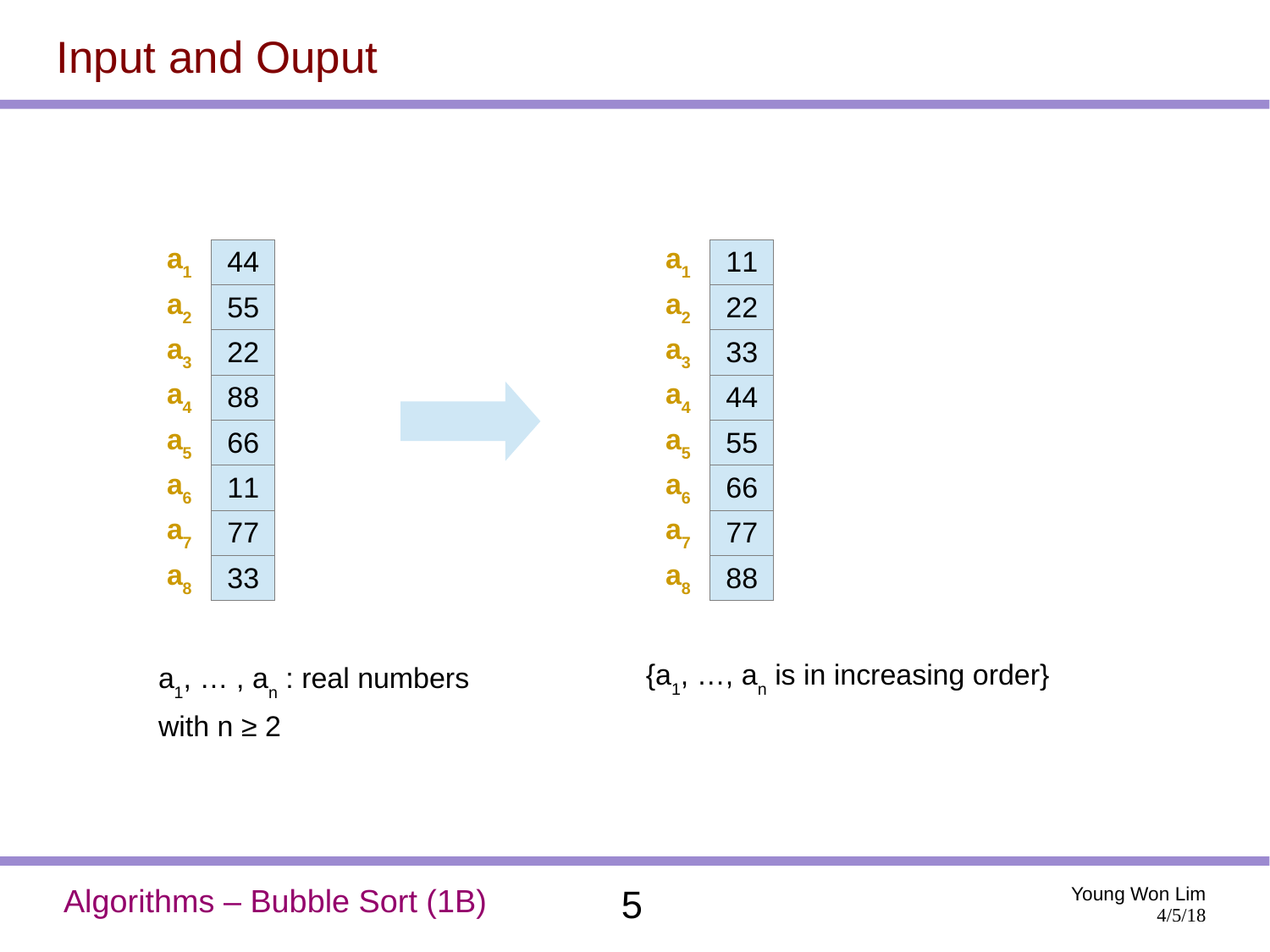# Input and Ouput

| | Input | | Output |
|---|---|---|---|
| $a_1$ | 44 | $a_1$ | 11 |
| $a_2$ | 55 | $a_2$ | 22 |
| $a_3$ | 22 | $a_3$ | 33 |
| $a_4$ | 88 | $a_4$ | 44 |
| $a_5$ | 66 | $a_5$ | 55 |
| $a_6$ | 11 | $a_6$ | 66 |
| $a_7$ | 77 | $a_7$ | 77 |
| $a_8$ | 33 | $a_8$ | 88 |

$a_1, \dots, a_n$ : real numbers
with $n \geq 2$

$\{a_1, \dots, a_n$ is in increasing order$\}$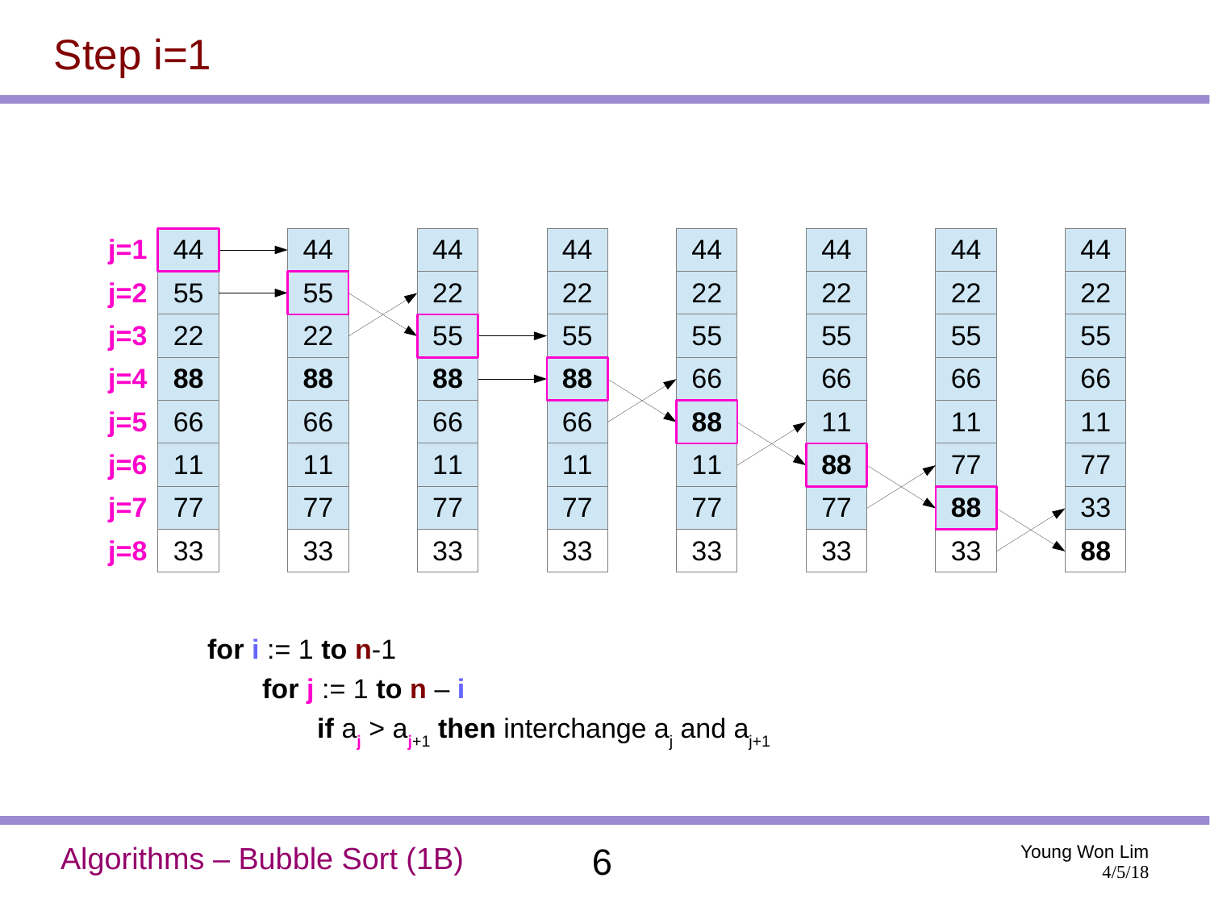# Step i=1

| | | | | | | | | |
|---|---|---|---|---|---|---|---|---|
| j=1 | 44 | 44 | 44 | 44 | 44 | 44 | 44 | 44 |
| j=2 | 55 | 55 | 22 | 22 | 22 | 22 | 22 | 22 |
| j=3 | 22 | 22 | 55 | 55 | 55 | 55 | 55 | 55 |
| j=4 | **88** | **88** | **88** | **88** | 66 | 66 | 66 | 66 |
| j=5 | 66 | 66 | 66 | 66 | **88** | 11 | 11 | 11 |
| j=6 | 11 | 11 | 11 | 11 | 11 | **88** | 77 | 77 |
| j=7 | 77 | 77 | 77 | 77 | 77 | 77 | **88** | 33 |
| j=8 | 33 | 33 | 33 | 33 | 33 | 33 | 33 | **88** |

**for** $i$ := 1 **to** $n$-1
  **for** $j$ := 1 **to** $n - i$
    **if** $a_j > a_{j+1}$ **then** interchange $a_j$ and $a_{j+1}$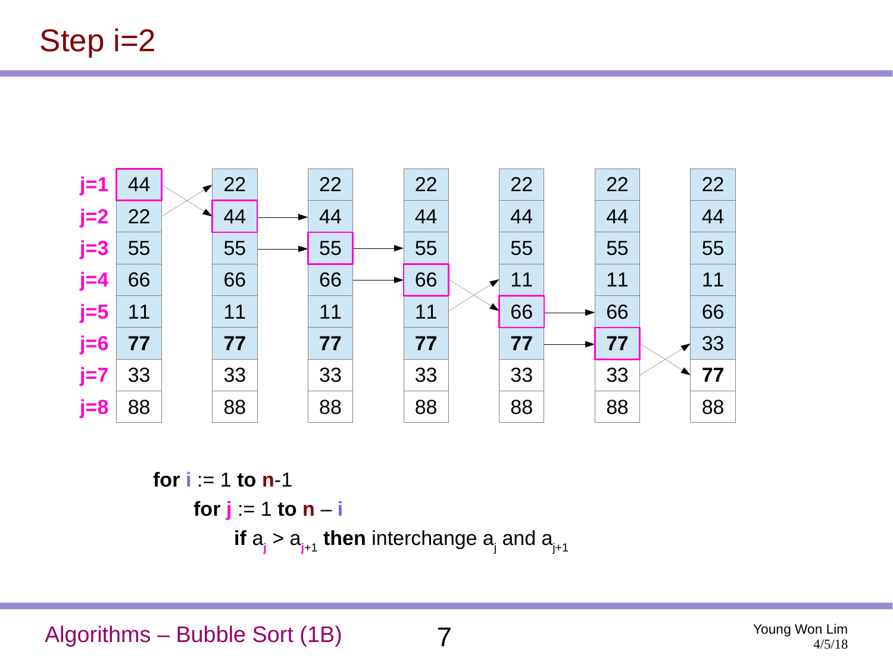# Step i=2

| | | | | | | | |
|---|---|---|---|---|---|---|---|
| **j=1** | 44 | 22 | 22 | 22 | 22 | 22 | 22 |
| **j=2** | 22 | 44 | 44 | 44 | 44 | 44 | 44 |
| **j=3** | 55 | 55 | 55 | 55 | 55 | 55 | 55 |
| **j=4** | 66 | 66 | 66 | 66 | 11 | 11 | 11 |
| **j=5** | 11 | 11 | 11 | 11 | 66 | 66 | 66 |
| **j=6** | **77** | **77** | **77** | **77** | **77** | **77** | 33 |
| **j=7** | 33 | 33 | 33 | 33 | 33 | 33 | **77** |
| **j=8** | 88 | 88 | 88 | 88 | 88 | 88 | 88 |

**for** $i$ := 1 **to** $n$-1

**for** $j$ := 1 **to** $n - i$

**if** $a_j > a_{j+1}$ **then** interchange $a_j$ and $a_{j+1}$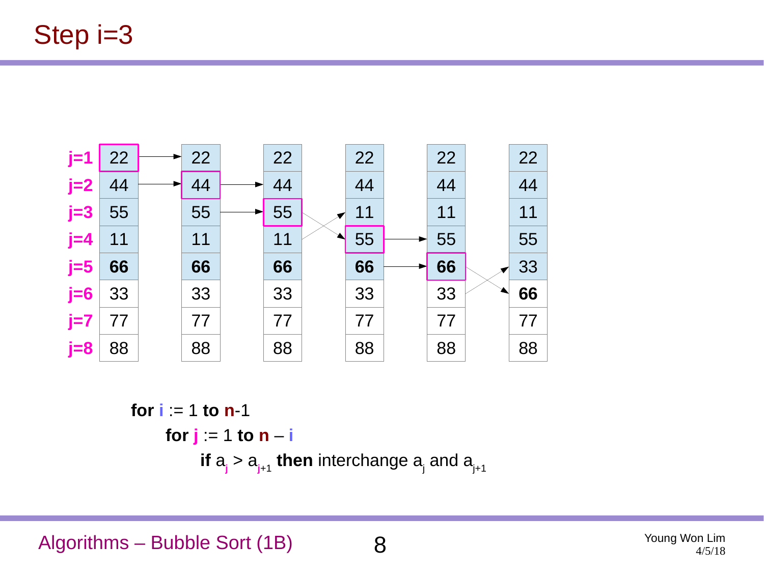# Step i=3

| | | | | | | |
|---|---|---|---|---|---|---|
| j=1 | 22 | 22 | 22 | 22 | 22 | 22 |
| j=2 | 44 | 44 | 44 | 44 | 44 | 44 |
| j=3 | 55 | 55 | 55 | 11 | 11 | 11 |
| j=4 | 11 | 11 | 11 | 55 | 55 | 55 |
| j=5 | **66** | **66** | **66** | **66** | **66** | 33 |
| j=6 | 33 | 33 | 33 | 33 | 33 | **66** |
| j=7 | 77 | 77 | 77 | 77 | 77 | 77 |
| j=8 | 88 | 88 | 88 | 88 | 88 | 88 |

```
for i := 1 to n-1
    for j := 1 to n – i
        if a_j > a_j+1 then interchange a_j and a_j+1
```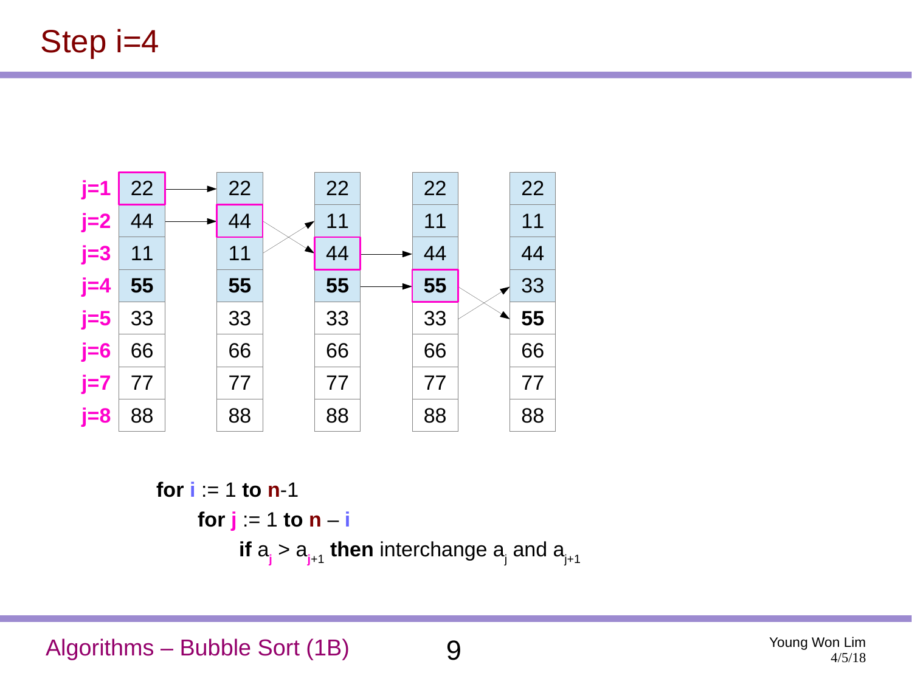# Step i=4

| j | Col 1 | Col 2 | Col 3 | Col 4 | Col 5 |
|---|---|---|---|---|---|
| j=1 | 22 | 22 | 22 | 22 | 22 |
| j=2 | 44 | 44 | 11 | 11 | 11 |
| j=3 | 11 | 11 | 44 | 44 | 44 |
| j=4 | **55** | **55** | **55** | **55** | 33 |
| j=5 | 33 | 33 | 33 | 33 | **55** |
| j=6 | 66 | 66 | 66 | 66 | 66 |
| j=7 | 77 | 77 | 77 | 77 | 77 |
| j=8 | 88 | 88 | 88 | 88 | 88 |

```
for i := 1 to n-1
    for j := 1 to n – i
        if a_j > a_j+1 then interchange a_j and a_j+1
```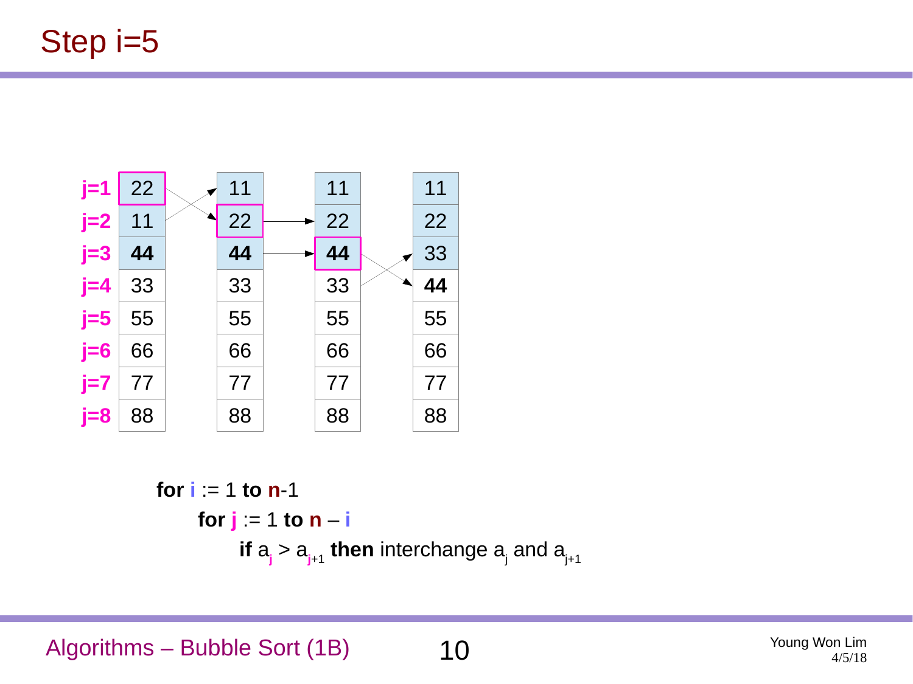# Step i=5

| | | | | |
|---|---|---|---|---|
| j=1 | 22 | 11 | 11 | 11 |
| j=2 | 11 | 22 | 22 | 22 |
| j=3 | **44** | **44** | **44** | 33 |
| j=4 | 33 | 33 | 33 | **44** |
| j=5 | 55 | 55 | 55 | 55 |
| j=6 | 66 | 66 | 66 | 66 |
| j=7 | 77 | 77 | 77 | 77 |
| j=8 | 88 | 88 | 88 | 88 |

```
for i := 1 to n-1
    for j := 1 to n – i
        if a_j > a_j+1 then interchange a_j and a_j+1
```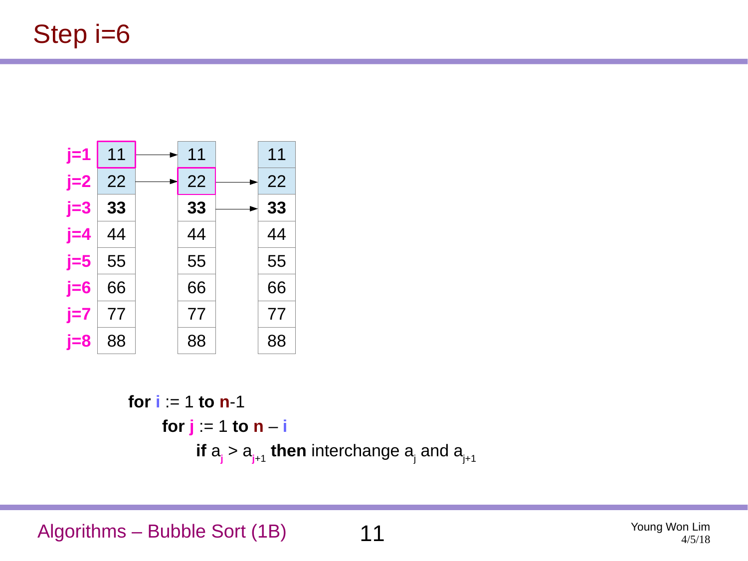# Step i=6

| | | | |
|---|---|---|---|
| j=1 | 11 | 11 | 11 |
| j=2 | 22 | 22 | 22 |
| j=3 | **33** | **33** | **33** |
| j=4 | 44 | 44 | 44 |
| j=5 | 55 | 55 | 55 |
| j=6 | 66 | 66 | 66 |
| j=7 | 77 | 77 | 77 |
| j=8 | 88 | 88 | 88 |

**for** i := 1 **to** **n**-1
  **for** j := 1 **to** **n** – i
    **if** $a_j > a_{j+1}$ **then** interchange $a_j$ and $a_{j+1}$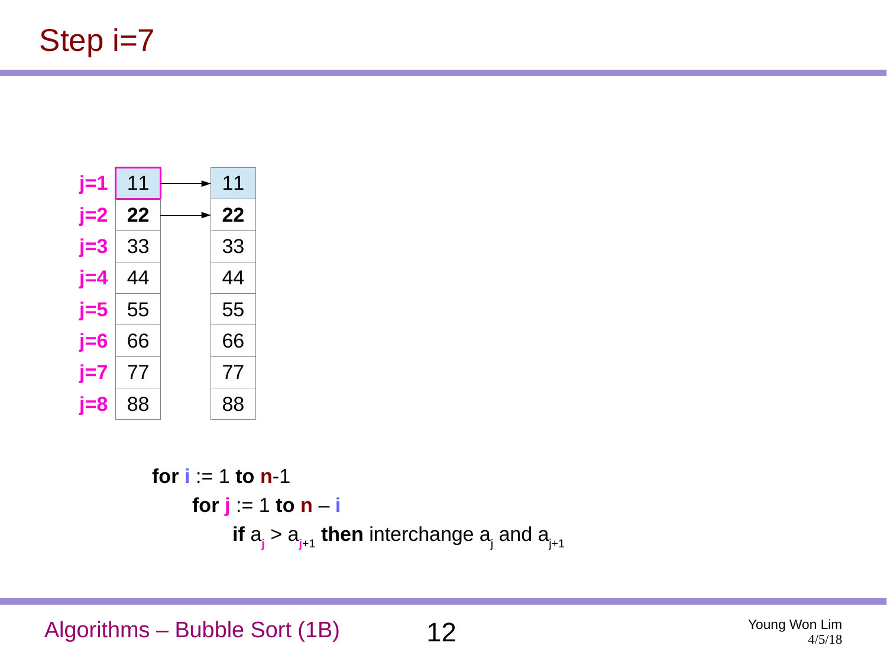# Step i=7

| j | Before | After |
|---|---|---|
| j=1 | 11 | 11 |
| j=2 | **22** | **22** |
| j=3 | 33 | 33 |
| j=4 | 44 | 44 |
| j=5 | 55 | 55 |
| j=6 | 66 | 66 |
| j=7 | 77 | 77 |
| j=8 | 88 | 88 |

**for** i := 1 **to** n-1
  **for** j := 1 **to** n – i
    **if** $a_j > a_{j+1}$ **then** interchange $a_j$ and $a_{j+1}$

Algorithms – Bubble Sort (1B)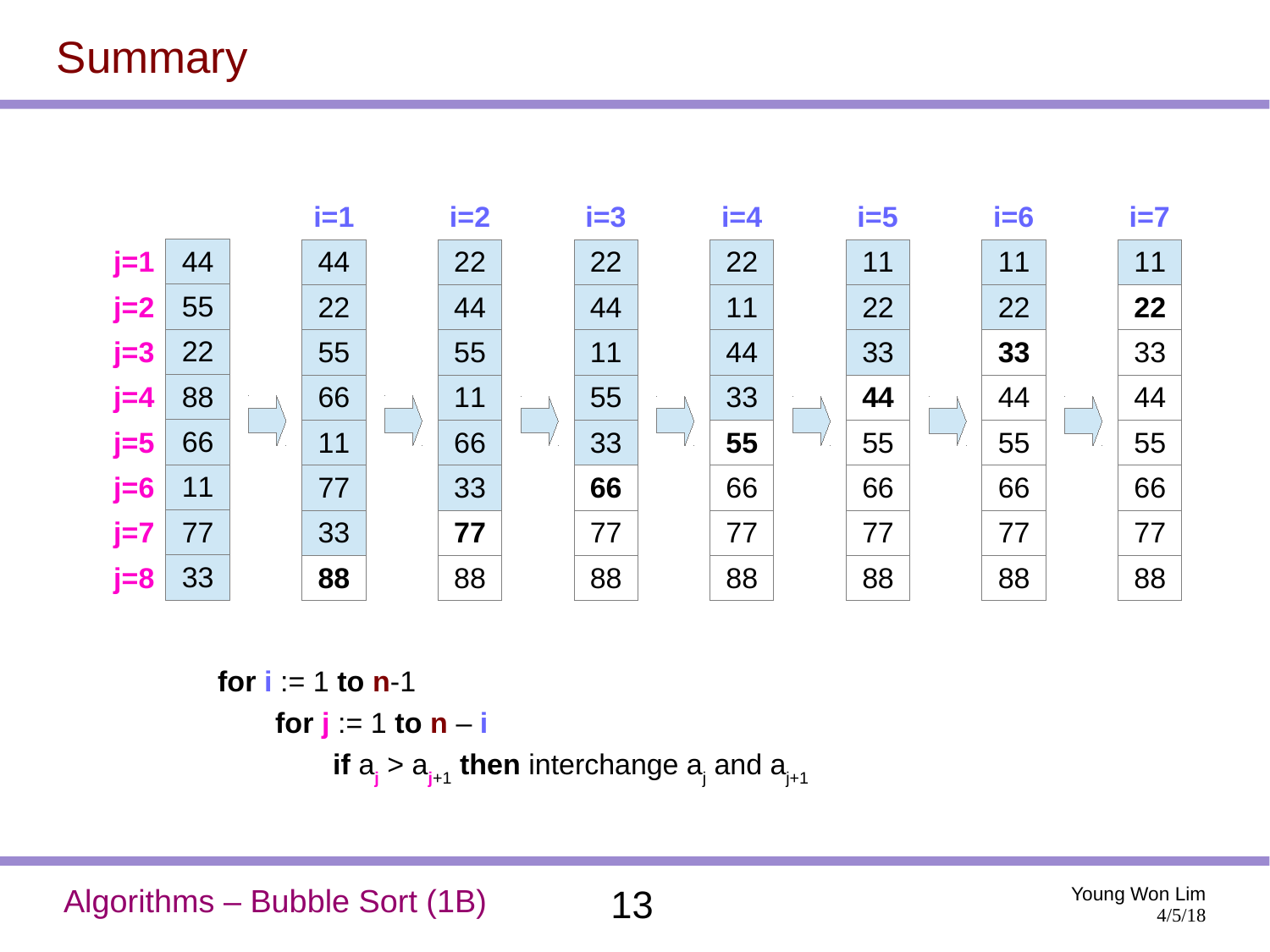# Summary

|  | (initial) | i=1 | i=2 | i=3 | i=4 | i=5 | i=6 | i=7 |
|---|---|---|---|---|---|---|---|---|
| j=1 | 44 | 44 | 22 | 22 | 22 | 11 | 11 | 11 |
| j=2 | 55 | 22 | 44 | 44 | 11 | 22 | 22 | **22** |
| j=3 | 22 | 55 | 55 | 11 | 44 | 33 | **33** | 33 |
| j=4 | 88 | 66 | 11 | 55 | 33 | **44** | 44 | 44 |
| j=5 | 66 | 11 | 66 | 33 | **55** | 55 | 55 | 55 |
| j=6 | 11 | 77 | 33 | **66** | 66 | 66 | 66 | 66 |
| j=7 | 77 | 33 | **77** | 77 | 77 | 77 | 77 | 77 |
| j=8 | 33 | **88** | 88 | 88 | 88 | 88 | 88 | 88 |

**for** $i$ := 1 **to** $n$-1

  **for** $j$ := 1 **to** $n - i$

    **if** $a_j > a_{j+1}$ **then** interchange $a_j$ and $a_{j+1}$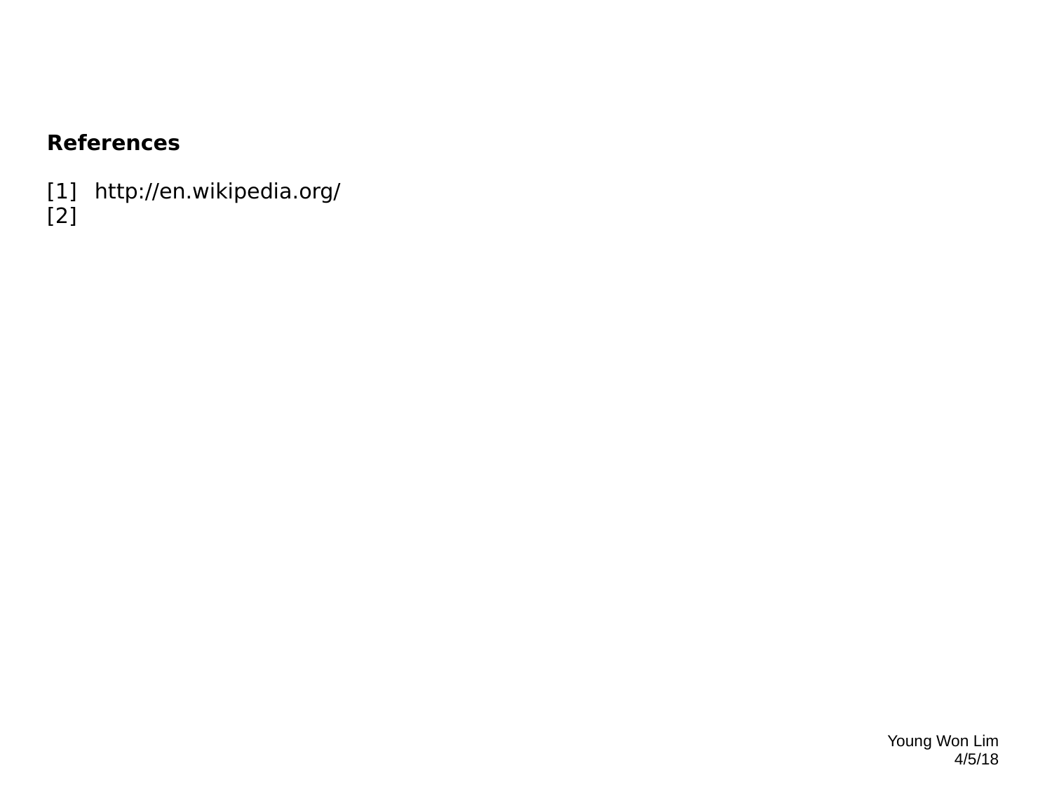**References**

[1] http://en.wikipedia.org/
[2]